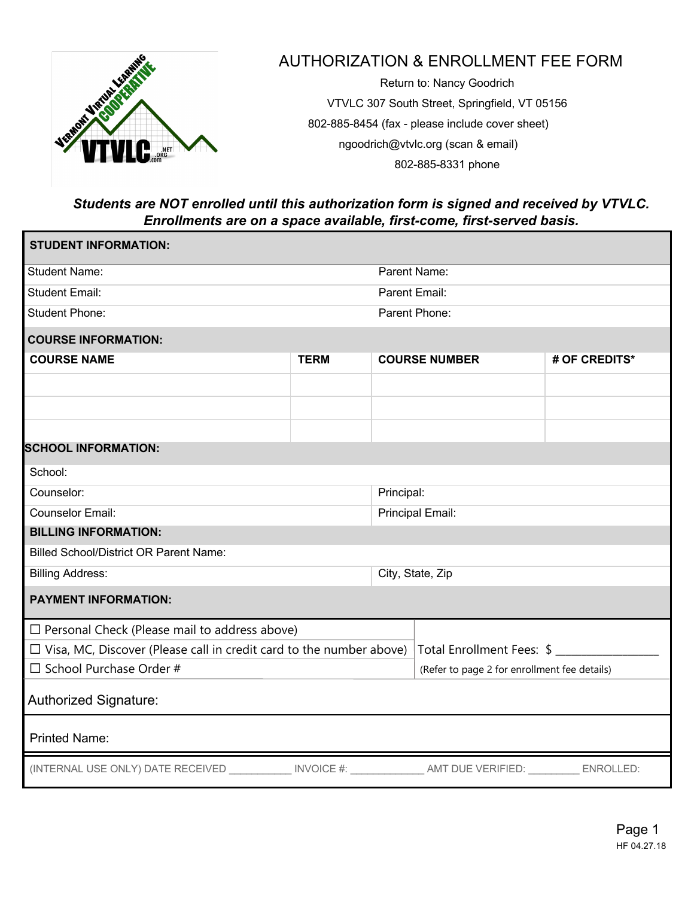# AUTHORIZATION & ENROLLMENT FEE FORM

Return to: Nancy Goodrich

VTVLC 307 South Street, Springfield, VT 05156

802-885-8454 (fax - please include cover sheet)

ngoodrich@vtvlc.org (scan & email)

802-885-8331 phone

***Students are NOT enrolled until this authorization form is signed and received by VTVLC. Enrollments are on a space available, first-come, first-served basis.***

**STUDENT INFORMATION:**

| | |
|---|---|
| Student Name: | Parent Name: |
| Student Email: | Parent Email: |
| Student Phone: | Parent Phone: |

**COURSE INFORMATION:**

| COURSE NAME | TERM | COURSE NUMBER | # OF CREDITS* |
|---|---|---|---|
| | | | |
| | | | |
| | | | |

**SCHOOL INFORMATION:**

| | |
|---|---|
| School: | |
| Counselor: | Principal: |
| Counselor Email: | Principal Email: |

**BILLING INFORMATION:**

| | |
|---|---|
| Billed School/District OR Parent Name: | |
| Billing Address: | City, State, Zip |

**PAYMENT INFORMATION:**

| | |
|---|---|
| ☐ Personal Check (Please mail to address above) | |
| ☐ Visa, MC, Discover (Please call in credit card to the number above) | Total Enrollment Fees: $ ________________ |
| ☐ School Purchase Order # | (Refer to page 2 for enrollment fee details) |

Authorized Signature:

Printed Name:

(INTERNAL USE ONLY) DATE RECEIVED __________ INVOICE #: ____________ AMT DUE VERIFIED: ________ ENROLLED:

HF 04.27.18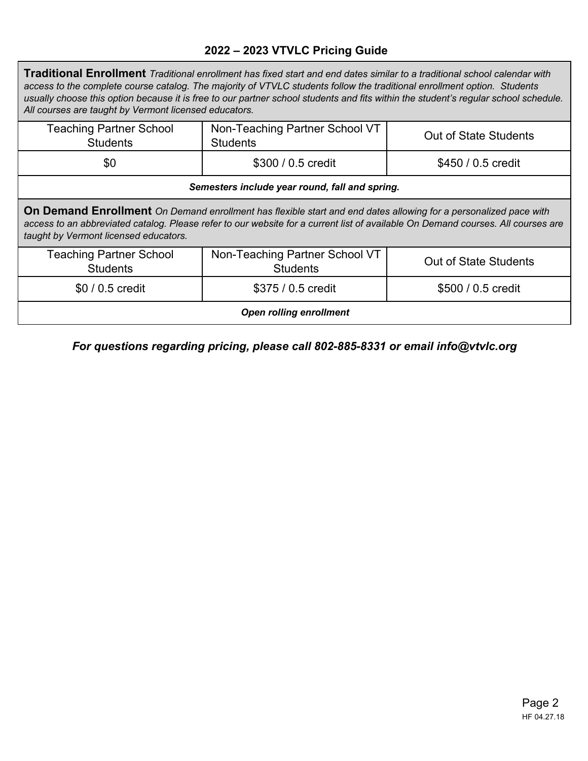## 2022 – 2023 VTVLC Pricing Guide

**Traditional Enrollment** *Traditional enrollment has fixed start and end dates similar to a traditional school calendar with access to the complete course catalog. The majority of VTVLC students follow the traditional enrollment option. Students usually choose this option because it is free to our partner school students and fits within the student's regular school schedule. All courses are taught by Vermont licensed educators.*

| Teaching Partner School Students | Non-Teaching Partner School VT Students | Out of State Students |
|---|---|---|
| $0 | $300 / 0.5 credit | $450 / 0.5 credit |

***Semesters include year round, fall and spring.***

**On Demand Enrollment** *On Demand enrollment has flexible start and end dates allowing for a personalized pace with access to an abbreviated catalog. Please refer to our website for a current list of available On Demand courses. All courses are taught by Vermont licensed educators.*

| Teaching Partner School Students | Non-Teaching Partner School VT Students | Out of State Students |
|---|---|---|
| $0 / 0.5 credit | $375 / 0.5 credit | $500 / 0.5 credit |

***Open rolling enrollment***

***For questions regarding pricing, please call 802-885-8331 or email info@vtvlc.org***

HF 04.27.18